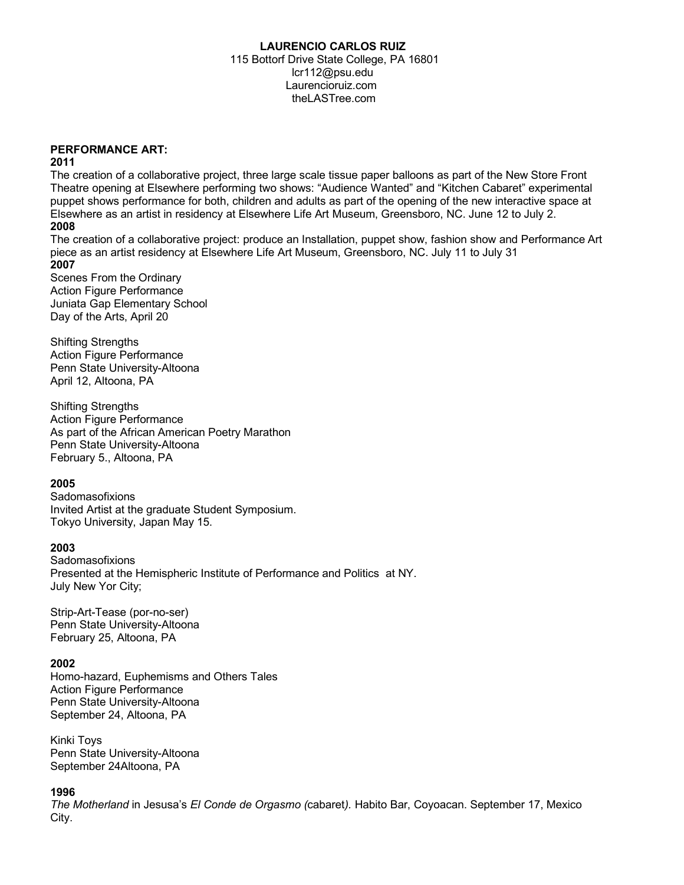**LAURENCIO CARLOS RUIZ**
115 Bottorf Drive State College, PA 16801
lcr112@psu.edu
Laurencioruiz.com
theLASTree.com

## PERFORMANCE ART:

**2011**

The creation of a collaborative project, three large scale tissue paper balloons as part of the New Store Front Theatre opening at Elsewhere performing two shows: "Audience Wanted" and "Kitchen Cabaret" experimental puppet shows performance for both, children and adults as part of the opening of the new interactive space at Elsewhere as an artist in residency at Elsewhere Life Art Museum, Greensboro, NC. June 12 to July 2.

**2008**

The creation of a collaborative project: produce an Installation, puppet show, fashion show and Performance Art piece as an artist residency at Elsewhere Life Art Museum, Greensboro, NC. July 11 to July 31

**2007**

Scenes From the Ordinary
Action Figure Performance
Juniata Gap Elementary School
Day of the Arts, April 20

Shifting Strengths
Action Figure Performance
Penn State University-Altoona
April 12, Altoona, PA

Shifting Strengths
Action Figure Performance
As part of the African American Poetry Marathon
Penn State University-Altoona
February 5., Altoona, PA

**2005**

Sadomasofixions
Invited Artist at the graduate Student Symposium.
Tokyo University, Japan May 15.

**2003**

Sadomasofixions
Presented at the Hemispheric Institute of Performance and Politics at NY.
July New Yor City;

Strip-Art-Tease (por-no-ser)
Penn State University-Altoona
February 25, Altoona, PA

**2002**

Homo-hazard, Euphemisms and Others Tales
Action Figure Performance
Penn State University-Altoona
September 24, Altoona, PA

Kinki Toys
Penn State University-Altoona
September 24Altoona, PA

**1996**

*The Motherland* in Jesusa's *El Conde de Orgasmo (*cabaret*).* Habito Bar, Coyoacan. September 17, Mexico City.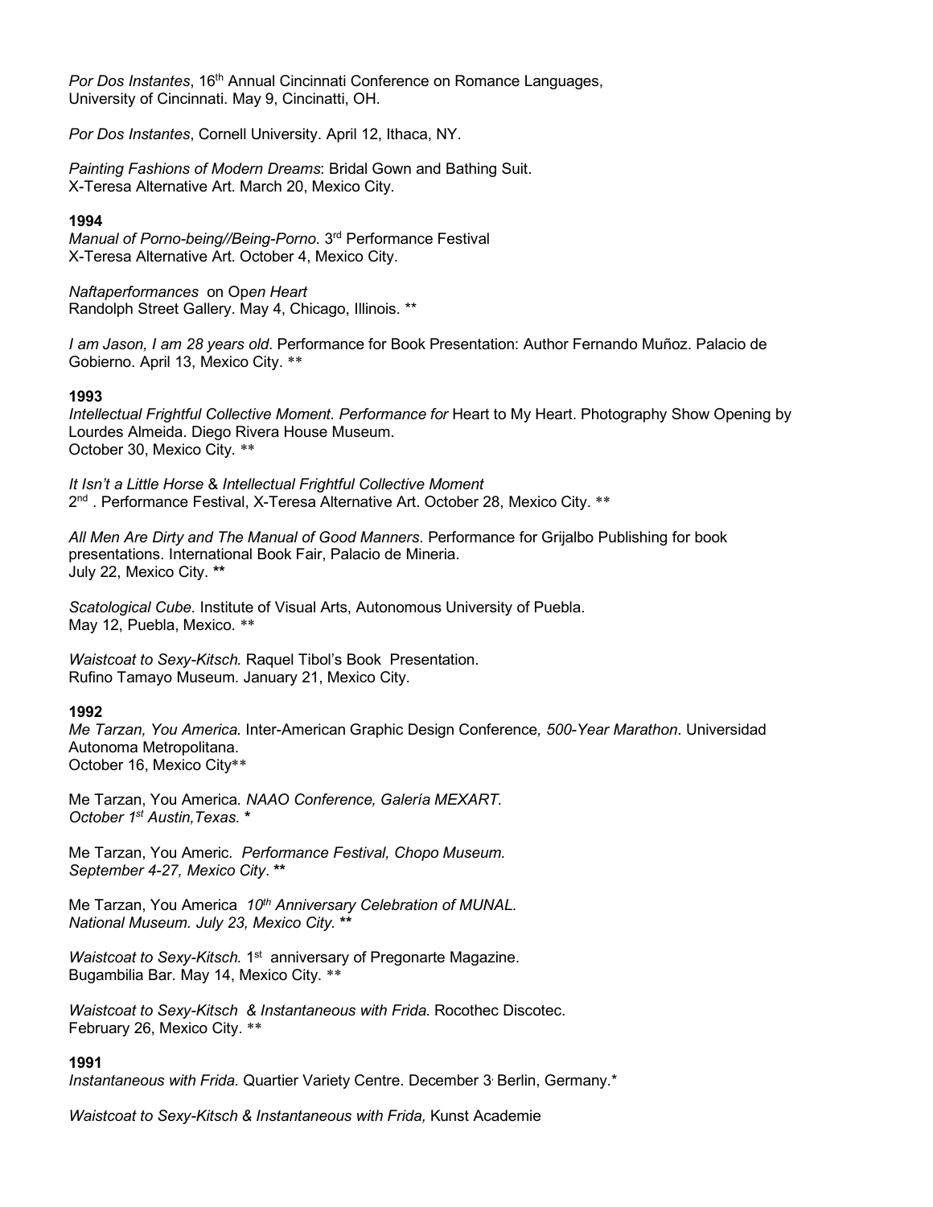*Por Dos Instantes*, 16th Annual Cincinnati Conference on Romance Languages,
University of Cincinnati. May 9, Cincinatti, OH.

*Por Dos Instantes*, Cornell University. April 12, Ithaca, NY.

*Painting Fashions of Modern Dreams*: Bridal Gown and Bathing Suit.
X-Teresa Alternative Art. March 20, Mexico City.

**1994**

*Manual of Porno-being//Being-Porno*. 3rd Performance Festival
X-Teresa Alternative Art. October 4, Mexico City.

*Naftaperformances* on *Open Heart*
Randolph Street Gallery. May 4, Chicago, Illinois. **

*I am Jason, I am 28 years old*. Performance for Book Presentation: Author Fernando Muñoz. Palacio de Gobierno. April 13, Mexico City. **

**1993**

*Intellectual Frightful Collective Moment. Performance for* Heart to My Heart. Photography Show Opening by Lourdes Almeida. Diego Rivera House Museum.
October 30, Mexico City. **

*It Isn't a Little Horse* & *Intellectual Frightful Collective Moment*
2nd . Performance Festival, X-Teresa Alternative Art. October 28, Mexico City. **

*All Men Are Dirty and The Manual of Good Manners*. Performance for Grijalbo Publishing for book presentations. International Book Fair, Palacio de Mineria.
July 22, Mexico City. **

*Scatological Cube*. Institute of Visual Arts, Autonomous University of Puebla.
May 12, Puebla, Mexico. **

*Waistcoat to Sexy-Kitsch.* Raquel Tibol's Book Presentation.
Rufino Tamayo Museum. January 21, Mexico City.

**1992**

*Me Tarzan, You America.* Inter-American Graphic Design Conference*, 500-Year Marathon*. Universidad Autonoma Metropolitana.
October 16, Mexico City**

Me Tarzan, You America*. NAAO Conference, Galería MEXART.*
*October 1st Austin,Texas. **

Me Tarzan, You Americ. *Performance Festival, Chopo Museum.*
*September 4-27, Mexico City*. **

Me Tarzan, You America *10th Anniversary Celebration of MUNAL.*
*National Museum. July 23, Mexico City. ***

*Waistcoat to Sexy-Kitsch.* 1st anniversary of Pregonarte Magazine.
Bugambilia Bar. May 14, Mexico City. **

*Waistcoat to Sexy-Kitsch & Instantaneous with Frida*. Rocothec Discotec.
February 26, Mexico City. **

**1991**

*Instantaneous with Frida.* Quartier Variety Centre. December 3, Berlin, Germany.*

*Waistcoat to Sexy-Kitsch & Instantaneous with Frida,* Kunst Academie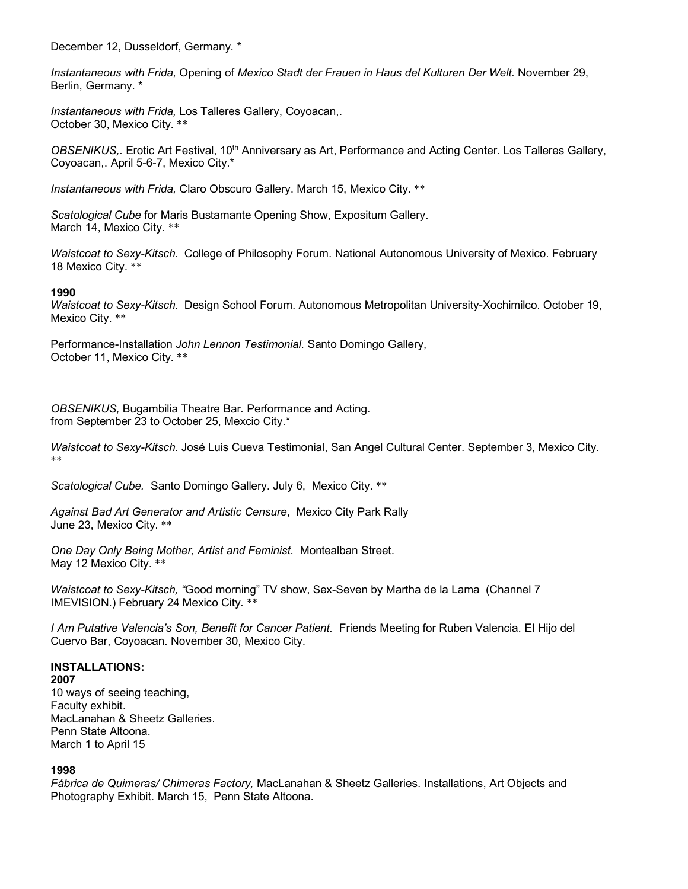December 12, Dusseldorf, Germany. *

*Instantaneous with Frida,* Opening of *Mexico Stadt der Frauen in Haus del Kulturen Der Welt.* November 29, Berlin, Germany. *

*Instantaneous with Frida,* Los Talleres Gallery, Coyoacan,. October 30, Mexico City. **

*OBSENIKUS,.* Erotic Art Festival, 10th Anniversary as Art, Performance and Acting Center. Los Talleres Gallery, Coyoacan,. April 5-6-7, Mexico City.*

*Instantaneous with Frida,* Claro Obscuro Gallery. March 15, Mexico City. **

*Scatological Cube* for Maris Bustamante Opening Show, Expositum Gallery. March 14, Mexico City. **

*Waistcoat to Sexy-Kitsch.* College of Philosophy Forum. National Autonomous University of Mexico. February 18 Mexico City. **

**1990**

*Waistcoat to Sexy-Kitsch.* Design School Forum. Autonomous Metropolitan University-Xochimilco. October 19, Mexico City. **

Performance-Installation *John Lennon Testimonial*. Santo Domingo Gallery, October 11, Mexico City. **

*OBSENIKUS,* Bugambilia Theatre Bar. Performance and Acting. from September 23 to October 25, Mexcio City.*

*Waistcoat to Sexy-Kitsch.* José Luis Cueva Testimonial, San Angel Cultural Center. September 3, Mexico City. **

*Scatological Cube.* Santo Domingo Gallery. July 6, Mexico City. **

*Against Bad Art Generator and Artistic Censure*, Mexico City Park Rally June 23, Mexico City. **

*One Day Only Being Mother, Artist and Feminist.* Montealban Street. May 12 Mexico City. **

*Waistcoat to Sexy-Kitsch, "*Good morning" TV show, Sex-Seven by Martha de la Lama (Channel 7 IMEVISION.) February 24 Mexico City. **

*I Am Putative Valencia's Son, Benefit for Cancer Patient.* Friends Meeting for Ruben Valencia. El Hijo del Cuervo Bar, Coyoacan. November 30, Mexico City.

**INSTALLATIONS:**

**2007**

10 ways of seeing teaching,
Faculty exhibit.
MacLanahan & Sheetz Galleries.
Penn State Altoona.
March 1 to April 15

**1998**

*Fábrica de Quimeras/ Chimeras Factory,* MacLanahan & Sheetz Galleries. Installations, Art Objects and Photography Exhibit. March 15, Penn State Altoona.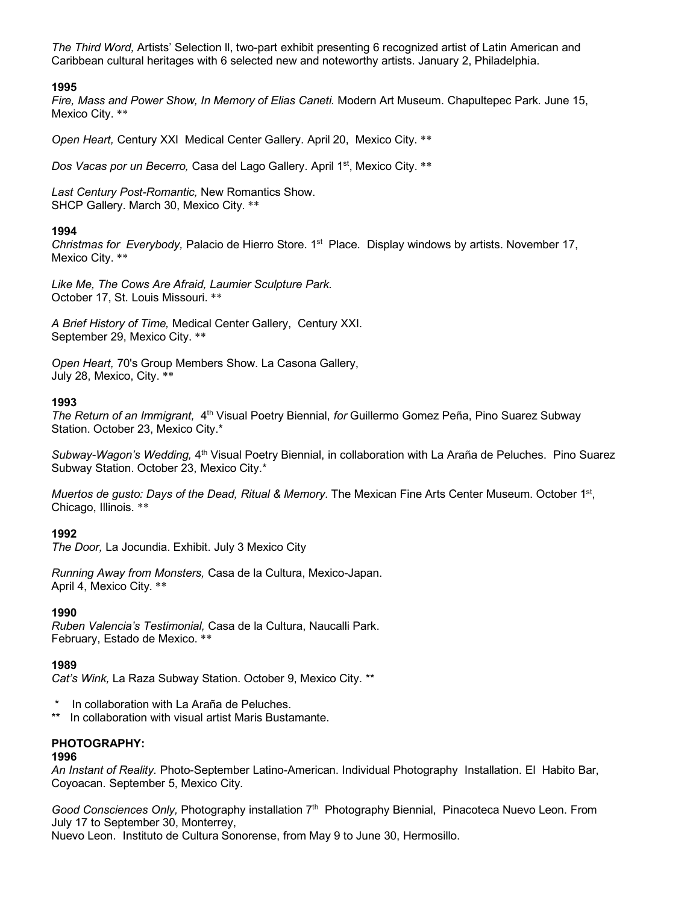*The Third Word,* Artists' Selection ll, two-part exhibit presenting 6 recognized artist of Latin American and Caribbean cultural heritages with 6 selected new and noteworthy artists. January 2, Philadelphia.

**1995**

*Fire, Mass and Power Show, In Memory of Elias Caneti.* Modern Art Museum. Chapultepec Park. June 15, Mexico City. **

*Open Heart,* Century XXI Medical Center Gallery. April 20, Mexico City. **

*Dos Vacas por un Becerro,* Casa del Lago Gallery. April 1st, Mexico City. **

*Last Century Post-Romantic,* New Romantics Show.
SHCP Gallery. March 30, Mexico City. **

**1994**

*Christmas for Everybody,* Palacio de Hierro Store. 1st Place. Display windows by artists. November 17, Mexico City. **

*Like Me, The Cows Are Afraid, Laumier Sculpture Park.*
October 17, St. Louis Missouri. **

*A Brief History of Time,* Medical Center Gallery, Century XXI.
September 29, Mexico City. **

*Open Heart,* 70's Group Members Show. La Casona Gallery,
July 28, Mexico, City. **

**1993**

*The Return of an Immigrant,* 4th Visual Poetry Biennial, *for* Guillermo Gomez Peña, Pino Suarez Subway Station. October 23, Mexico City.*

*Subway-Wagon's Wedding,* 4th Visual Poetry Biennial, in collaboration with La Araña de Peluches. Pino Suarez Subway Station. October 23, Mexico City.*

*Muertos de gusto: Days of the Dead, Ritual & Memory*. The Mexican Fine Arts Center Museum. October 1st, Chicago, Illinois. **

**1992**

*The Door,* La Jocundia. Exhibit. July 3 Mexico City

*Running Away from Monsters,* Casa de la Cultura, Mexico-Japan.
April 4, Mexico City. **

**1990**

*Ruben Valencia's Testimonial,* Casa de la Cultura, Naucalli Park.
February, Estado de Mexico. **

**1989**

*Cat's Wink,* La Raza Subway Station. October 9, Mexico City. **

\* In collaboration with La Araña de Peluches.
\*\* In collaboration with visual artist Maris Bustamante.

**PHOTOGRAPHY:**

**1996**

*An Instant of Reality*. Photo-September Latino-American. Individual Photography Installation. El Habito Bar, Coyoacan. September 5, Mexico City.

*Good Consciences Only,* Photography installation 7th Photography Biennial, Pinacoteca Nuevo Leon. From July 17 to September 30, Monterrey,
Nuevo Leon. Instituto de Cultura Sonorense, from May 9 to June 30, Hermosillo.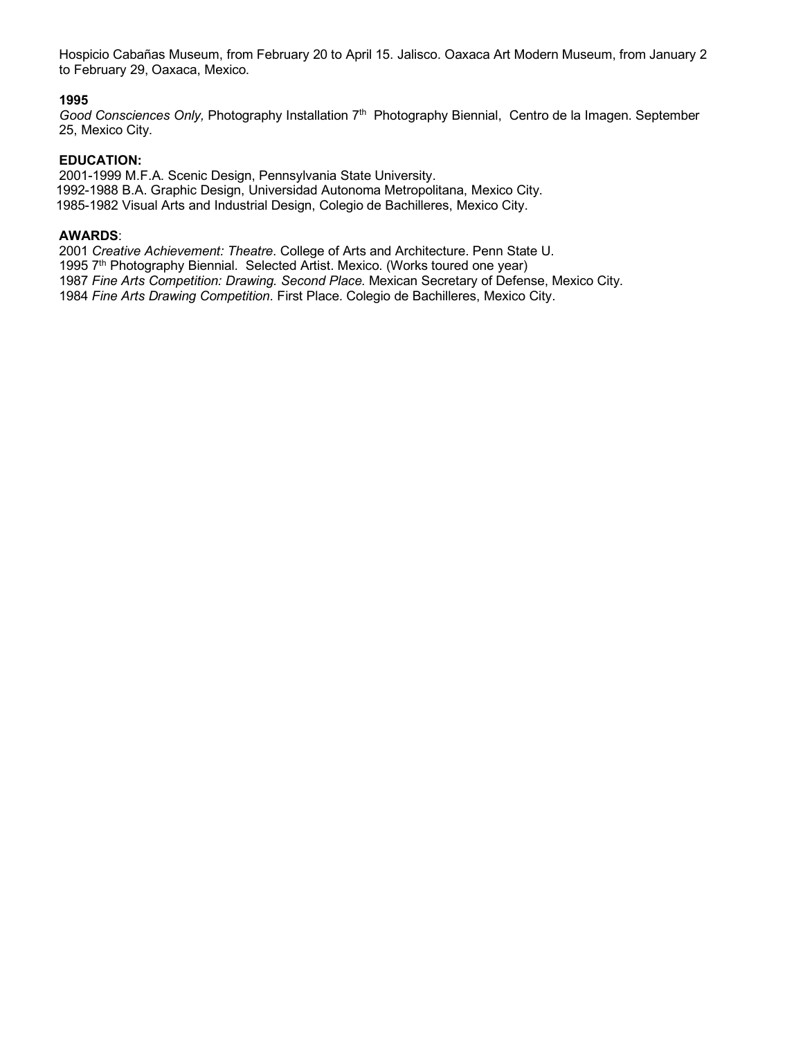Hospicio Cabañas Museum, from February 20 to April 15. Jalisco. Oaxaca Art Modern Museum, from January 2 to February 29, Oaxaca, Mexico.

**1995**

*Good Consciences Only,* Photography Installation 7th Photography Biennial, Centro de la Imagen. September 25, Mexico City.

**EDUCATION:**

2001-1999 M.F.A. Scenic Design, Pennsylvania State University.
1992-1988 B.A. Graphic Design, Universidad Autonoma Metropolitana, Mexico City.
1985-1982 Visual Arts and Industrial Design, Colegio de Bachilleres, Mexico City.

**AWARDS**:

2001 *Creative Achievement: Theatre*. College of Arts and Architecture. Penn State U.
1995 7th Photography Biennial. Selected Artist. Mexico. (Works toured one year)
1987 *Fine Arts Competition: Drawing. Second Place.* Mexican Secretary of Defense, Mexico City.
1984 *Fine Arts Drawing Competition*. First Place. Colegio de Bachilleres, Mexico City.